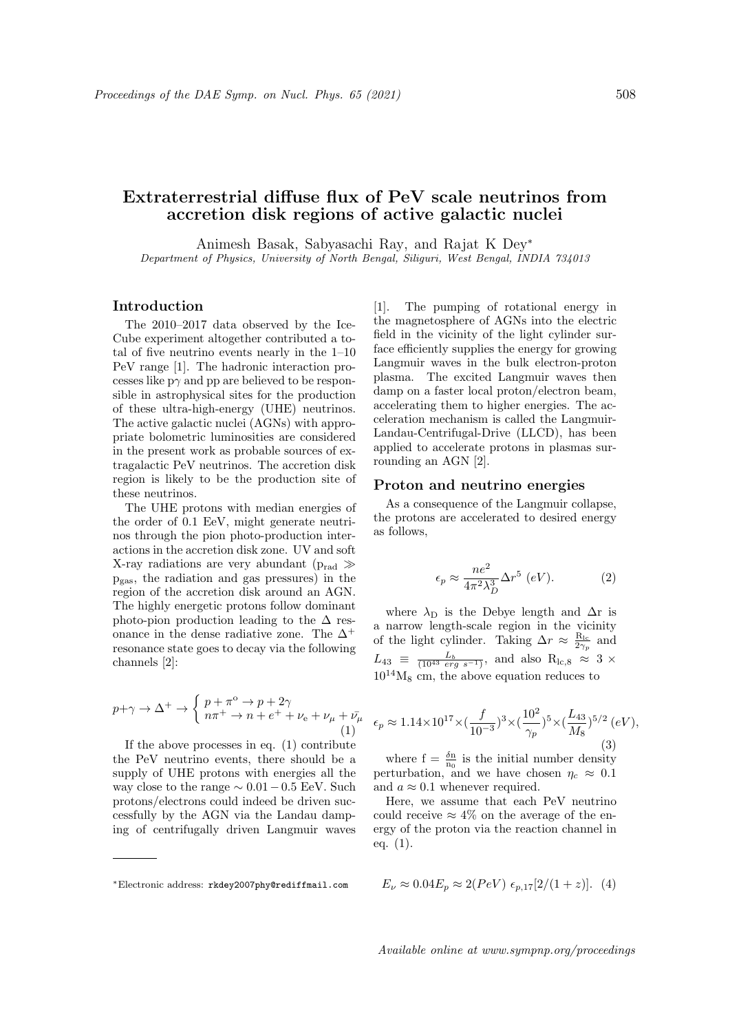# Extraterrestrial diffuse flux of PeV scale neutrinos from accretion disk regions of active galactic nuclei

Animesh Basak, Sabyasachi Ray, and Rajat K Dey*

*Department of Physics, University of North Bengal, Siliguri, West Bengal, INDIA 734013*

## Introduction

The 2010–2017 data observed by the IceCube experiment altogether contributed a total of five neutrino events nearly in the 1–10 PeV range [1]. The hadronic interaction processes like p$\gamma$ and pp are believed to be responsible in astrophysical sites for the production of these ultra-high-energy (UHE) neutrinos. The active galactic nuclei (AGNs) with appropriate bolometric luminosities are considered in the present work as probable sources of extragalactic PeV neutrinos. The accretion disk region is likely to be the production site of these neutrinos.

The UHE protons with median energies of the order of 0.1 EeV, might generate neutrinos through the pion photo-production interactions in the accretion disk zone. UV and soft X-ray radiations are very abundant ($p_{rad} \gg p_{gas}$, the radiation and gas pressures) in the region of the accretion disk around an AGN. The highly energetic protons follow dominant photo-pion production leading to the $\Delta$ resonance in the dense radiative zone. The $\Delta^+$ resonance state goes to decay via the following channels [2]:

$$p+\gamma \rightarrow \Delta^+ \rightarrow \begin{cases} p + \pi^o \rightarrow p + 2\gamma \\ n\pi^+ \rightarrow n + e^+ + \nu_e + \nu_\mu + \bar{\nu_\mu} \end{cases} \quad (1)$$

If the above processes in eq. (1) contribute the PeV neutrino events, there should be a supply of UHE protons with energies all the way close to the range $\sim 0.01 - 0.5$ EeV. Such protons/electrons could indeed be driven successfully by the AGN via the Landau damping of centrifugally driven Langmuir waves [1]. The pumping of rotational energy in the magnetosphere of AGNs into the electric field in the vicinity of the light cylinder surface efficiently supplies the energy for growing Langmuir waves in the bulk electron-proton plasma. The excited Langmuir waves then damp on a faster local proton/electron beam, accelerating them to higher energies. The acceleration mechanism is called the Langmuir-Landau-Centrifugal-Drive (LLCD), has been applied to accelerate protons in plasmas surrounding an AGN [2].

## Proton and neutrino energies

As a consequence of the Langmuir collapse, the protons are accelerated to desired energy as follows,

$$\epsilon_p \approx \frac{ne^2}{4\pi^2\lambda_D^3}\Delta r^5 \ (eV). \quad (2)$$

where $\lambda_D$ is the Debye length and $\Delta$r is a narrow length-scale region in the vicinity of the light cylinder. Taking $\Delta r \approx \frac{R_{lc}}{2\gamma_p}$ and $L_{43} \equiv \frac{L_b}{(10^{43}\ erg\ s^{-1})}$, and also $R_{lc,8} \approx 3 \times 10^{14} M_8$ cm, the above equation reduces to

$$\epsilon_p \approx 1.14{\times}10^{17}{\times}(\frac{f}{10^{-3}})^3{\times}(\frac{10^2}{\gamma_p})^5{\times}(\frac{L_{43}}{M_8})^{5/2} \ (eV), \quad (3)$$

where $f = \frac{\delta n}{n_0}$ is the initial number density perturbation, and we have chosen $\eta_c \approx 0.1$ and $a \approx 0.1$ whenever required.

Here, we assume that each PeV neutrino could receive $\approx 4\%$ on the average of the energy of the proton via the reaction channel in eq. (1).

$$E_\nu \approx 0.04E_p \approx 2(PeV)\ \epsilon_{p,17}[2/(1+z)]. \quad (4)$$

*Electronic address: rkdey2007phy@rediffmail.com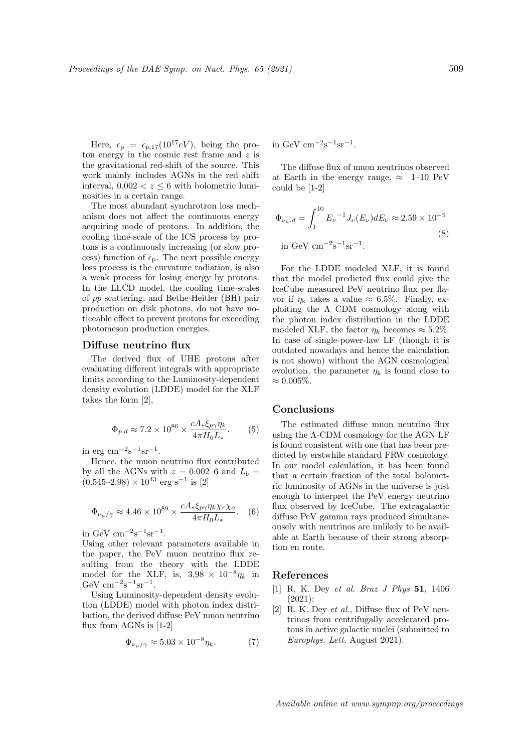Here, $\epsilon_{\rm p} = \epsilon_{p,17}(10^{17}eV)$, being the proton energy in the cosmic rest frame and $z$ is the gravitational red-shift of the source. This work mainly includes AGNs in the red shift interval, $0.002 < z \leq 6$ with bolometric luminosities in a certain range.

The most abundant synchrotron loss mechanism does not affect the continuous energy acquiring mode of protons. In addition, the cooling time-scale of the ICS process by protons is a continuously increasing (or slow process) function of $\epsilon_{\rm p}$. The next possible energy loss process is the curvature radiation, is also a weak process for losing energy by protons. In the LLCD model, the cooling time-scales of *pp* scattering, and Bethe-Heitler (BH) pair production on disk photons, do not have noticeable effect to prevent protons for exceeding photomeson production energies.

## Diffuse neutrino flux

The derived flux of UHE protons after evaluating different integrals with appropriate limits according to the Luminosity-dependent density evolution (LDDE) model for the XLF takes the form [2],

$$\Phi_{p,d} \approx 7.2 \times 10^{86} \times \frac{cA_{*}\xi_{p\gamma}\eta_k}{4\pi H_0 L_{*}}. \quad (5)$$

in erg $\text{cm}^{-2}\text{s}^{-1}\text{sr}^{-1}$.

Hence, the muon neutrino flux contributed by all the AGNs with $z = 0.002$–$6$ and $L_b = (0.545$–$2.98) \times 10^{43}$ erg $\text{s}^{-1}$ is [2]

$$\Phi_{\nu_\mu/\gamma} \approx 4.46 \times 10^{89} \times \frac{cA_{*}\xi_{p\gamma}\eta_k\chi_r\chi_o}{4\pi H_0 L_{*}}. \quad (6)$$

in GeV $\text{cm}^{-2}\text{s}^{-1}\text{sr}^{-1}$.

Using other relevant parameters available in the paper, the PeV muon neutrino flux resulting from the theory with the LDDE model for the XLF, is, $3.98 \times 10^{-8}\eta_k$ in GeV $\text{cm}^{-2}\text{s}^{-1}\text{sr}^{-1}$.

Using Luminosity-dependent density evolution (LDDE) model with photon index distribution, the derived diffuse PeV muon neutrino flux from AGNs is [1-2]

$$\Phi_{\nu_\mu/\gamma} \approx 5.03 \times 10^{-8}\eta_k. \quad (7)$$

in GeV $\text{cm}^{-2}\text{s}^{-1}\text{sr}^{-1}$.

The diffuse flux of muon neutrinos observed at Earth in the energy range, $\approx$ 1–10 PeV could be [1-2]

$$\Phi_{\nu_\mu,d} = \int_1^{10} {E_\nu}^{-1} J_\nu(E_\nu) dE_\nu \approx 2.59 \times 10^{-9} \quad (8)$$

in GeV $\text{cm}^{-2}\text{s}^{-1}\text{sr}^{-1}$.

For the LDDE modeled XLF, it is found that the model predicted flux could give the IceCube measured PeV neutrino flux per flavor if $\eta_{\rm k}$ takes a value $\approx 6.5\%$. Finally, exploiting the $\Lambda$ CDM cosmology along with the photon index distribution in the LDDE modeled XLF, the factor $\eta_k$ becomes $\approx 5.2\%$. In case of single-power-law LF (though it is outdated nowadays and hence the calculation is not shown) without the AGN cosmological evolution, the parameter $\eta_{\rm k}$ is found close to $\approx 0.005\%$.

## Conclusions

The estimated diffuse muon neutrino flux using the $\Lambda$-CDM cosmology for the AGN LF is found consistent with one that has been predicted by erstwhile standard FRW cosmology. In our model calculation, it has been found that a certain fraction of the total bolometric luminosity of AGNs in the universe is just enough to interpret the PeV energy neutrino flux observed by IceCube. The extragalactic diffuse PeV gamma rays produced simultaneously with neutrinos are unlikely to be available at Earth because of their strong absorption en route.

## References

[1] R. K. Dey *et al. Braz J Phys* **51**, 1406 (2021);

[2] R. K. Dey *et al.*, Diffuse flux of PeV neutrinos from centrifugally accelerated protons in active galactic nuclei (submitted to *Europhys. Lett.* August 2021).